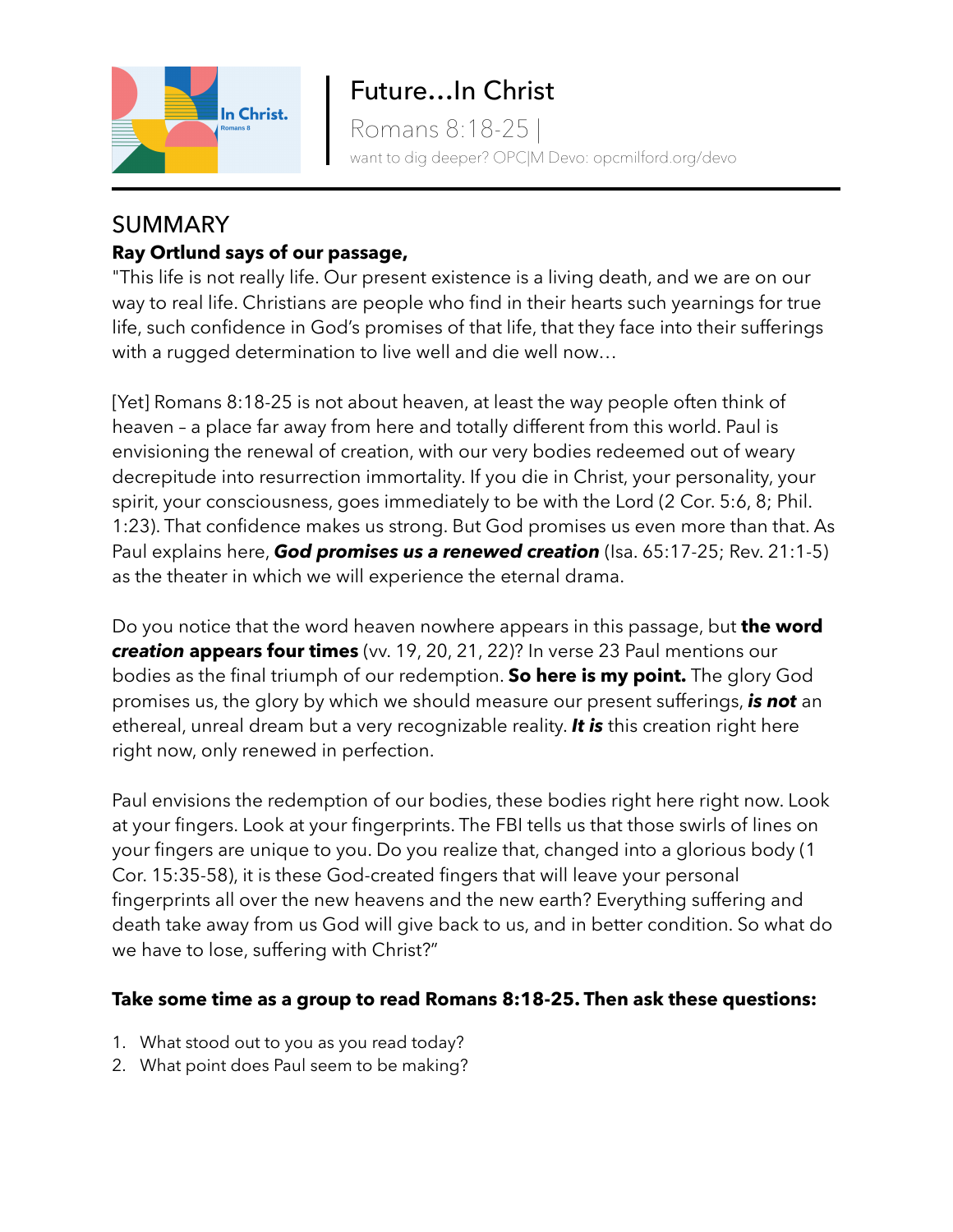# Future…In Christ

Romans 8:18-25 |

want to dig deeper? OPC|M Devo: opcmilford.org/devo

## SUMMARY

**Ray Ortlund says of our passage,**

"This life is not really life. Our present existence is a living death, and we are on our way to real life. Christians are people who find in their hearts such yearnings for true life, such confidence in God's promises of that life, that they face into their sufferings with a rugged determination to live well and die well now…

[Yet] Romans 8:18-25 is not about heaven, at least the way people often think of heaven – a place far away from here and totally different from this world. Paul is envisioning the renewal of creation, with our very bodies redeemed out of weary decrepitude into resurrection immortality. If you die in Christ, your personality, your spirit, your consciousness, goes immediately to be with the Lord (2 Cor. 5:6, 8; Phil. 1:23). That confidence makes us strong. But God promises us even more than that. As Paul explains here, ***God promises us a renewed creation*** (Isa. 65:17-25; Rev. 21:1-5) as the theater in which we will experience the eternal drama.

Do you notice that the word heaven nowhere appears in this passage, but **the word *creation* appears four times** (vv. 19, 20, 21, 22)? In verse 23 Paul mentions our bodies as the final triumph of our redemption. **So here is my point.** The glory God promises us, the glory by which we should measure our present sufferings, ***is not*** an ethereal, unreal dream but a very recognizable reality. ***It is*** this creation right here right now, only renewed in perfection.

Paul envisions the redemption of our bodies, these bodies right here right now. Look at your fingers. Look at your fingerprints. The FBI tells us that those swirls of lines on your fingers are unique to you. Do you realize that, changed into a glorious body (1 Cor. 15:35-58), it is these God-created fingers that will leave your personal fingerprints all over the new heavens and the new earth? Everything suffering and death take away from us God will give back to us, and in better condition. So what do we have to lose, suffering with Christ?"

**Take some time as a group to read Romans 8:18-25. Then ask these questions:**

1. What stood out to you as you read today?
2. What point does Paul seem to be making?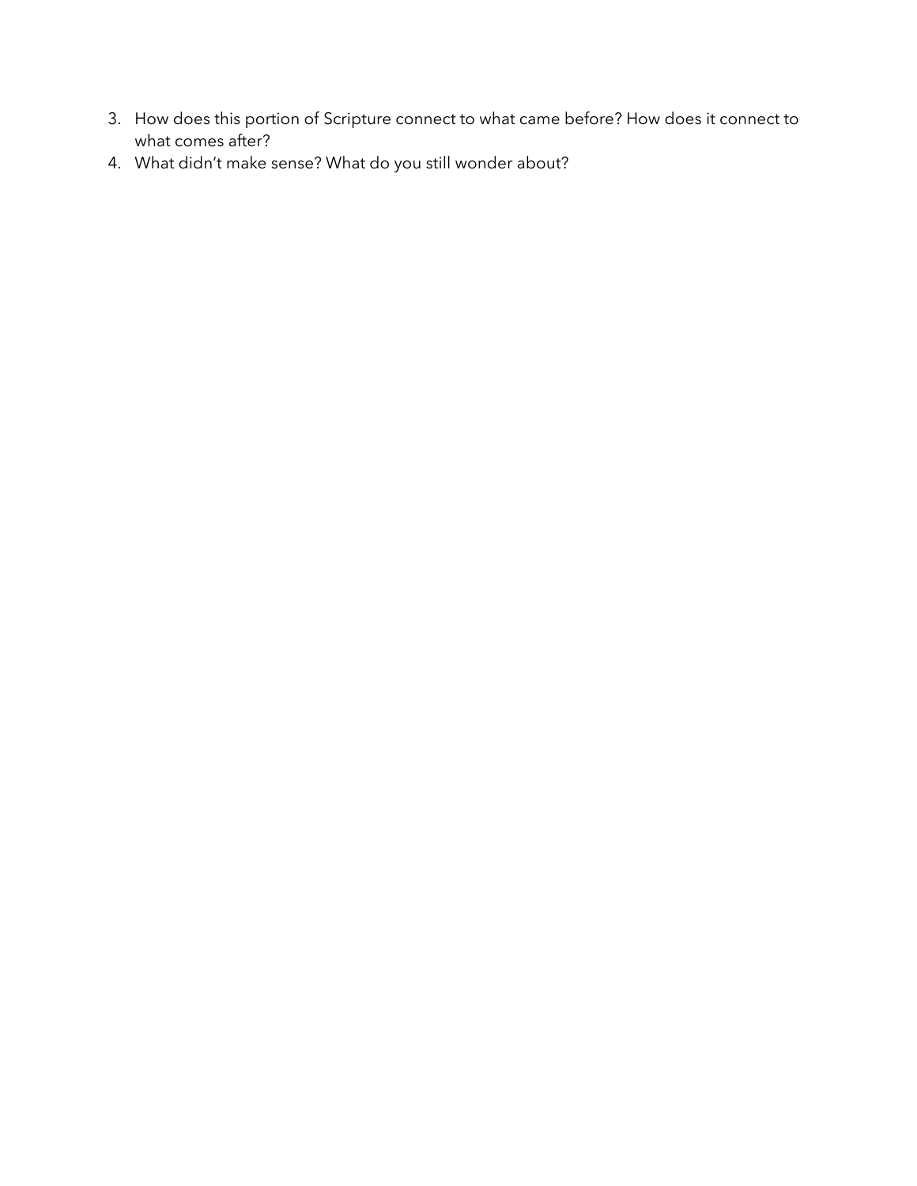3. How does this portion of Scripture connect to what came before? How does it connect to what comes after?
4. What didn't make sense? What do you still wonder about?